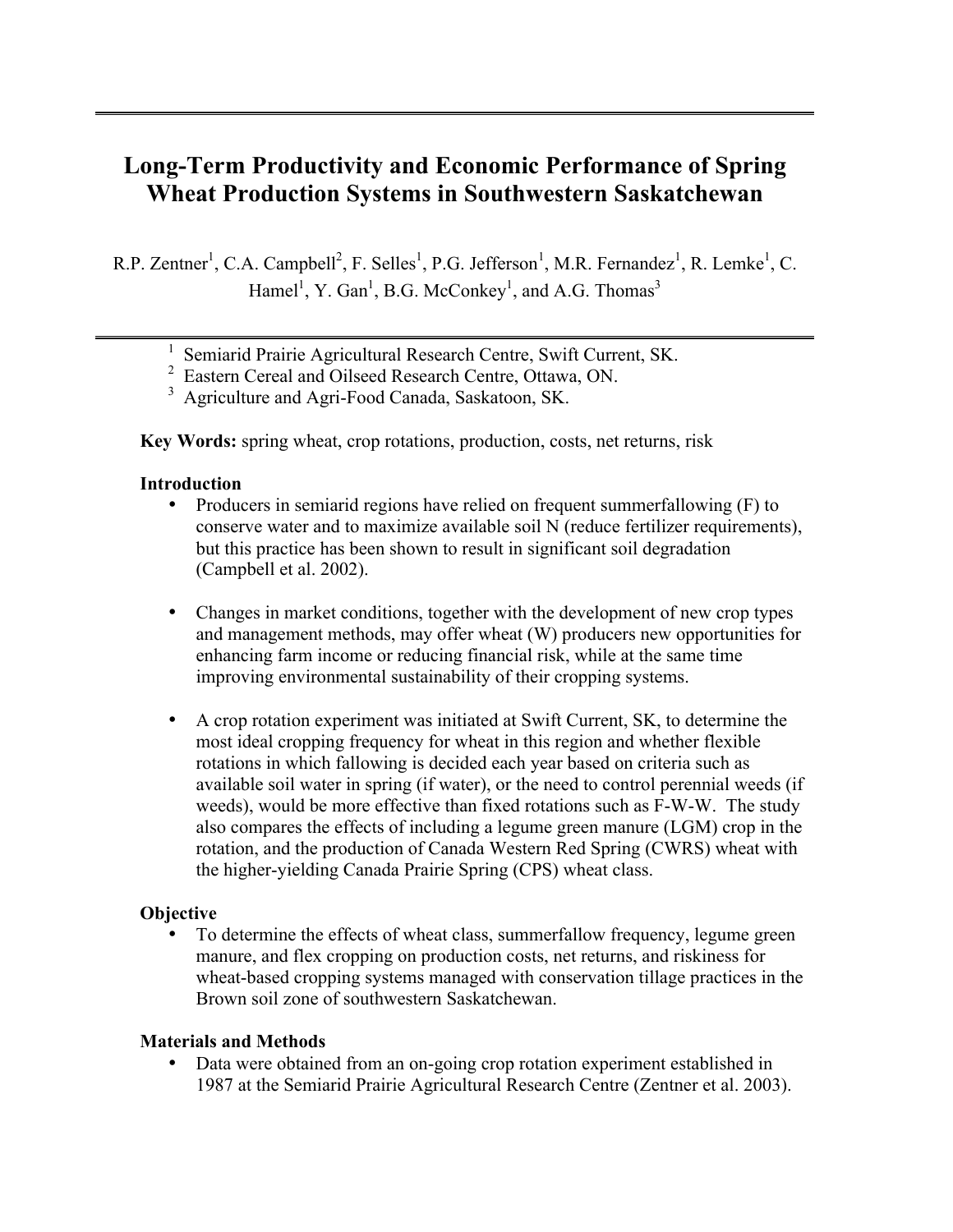# Long-Term Productivity and Economic Performance of Spring Wheat Production Systems in Southwestern Saskatchewan

R.P. Zentner[1], C.A. Campbell[2], F. Selles[1], P.G. Jefferson[1], M.R. Fernandez[1], R. Lemke[1], C. Hamel[1], Y. Gan[1], B.G. McConkey[1], and A.G. Thomas[3]

[1] Semiarid Prairie Agricultural Research Centre, Swift Current, SK.
[2] Eastern Cereal and Oilseed Research Centre, Ottawa, ON.
[3] Agriculture and Agri-Food Canada, Saskatoon, SK.

**Key Words:** spring wheat, crop rotations, production, costs, net returns, risk

### Introduction

- Producers in semiarid regions have relied on frequent summerfallowing (F) to conserve water and to maximize available soil N (reduce fertilizer requirements), but this practice has been shown to result in significant soil degradation (Campbell et al. 2002).

- Changes in market conditions, together with the development of new crop types and management methods, may offer wheat (W) producers new opportunities for enhancing farm income or reducing financial risk, while at the same time improving environmental sustainability of their cropping systems.

- A crop rotation experiment was initiated at Swift Current, SK, to determine the most ideal cropping frequency for wheat in this region and whether flexible rotations in which fallowing is decided each year based on criteria such as available soil water in spring (if water), or the need to control perennial weeds (if weeds), would be more effective than fixed rotations such as F-W-W. The study also compares the effects of including a legume green manure (LGM) crop in the rotation, and the production of Canada Western Red Spring (CWRS) wheat with the higher-yielding Canada Prairie Spring (CPS) wheat class.

### Objective

- To determine the effects of wheat class, summerfallow frequency, legume green manure, and flex cropping on production costs, net returns, and riskiness for wheat-based cropping systems managed with conservation tillage practices in the Brown soil zone of southwestern Saskatchewan.

### Materials and Methods

- Data were obtained from an on-going crop rotation experiment established in 1987 at the Semiarid Prairie Agricultural Research Centre (Zentner et al. 2003).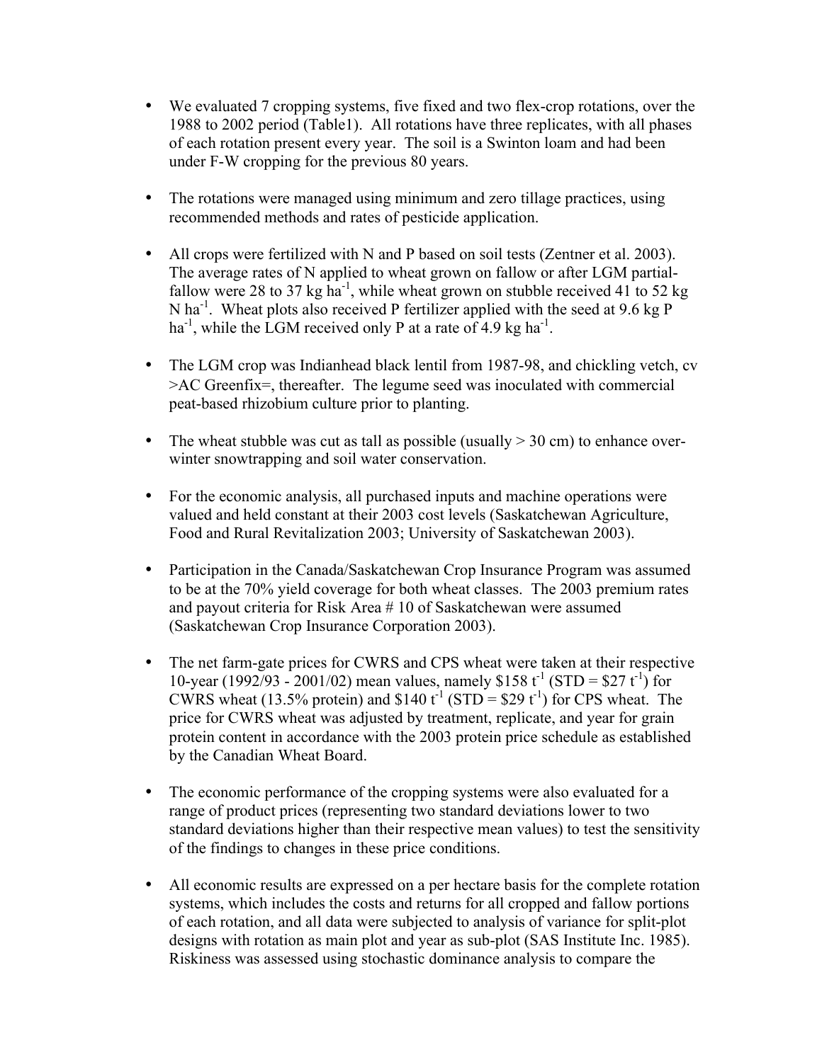- We evaluated 7 cropping systems, five fixed and two flex-crop rotations, over the 1988 to 2002 period (Table1). All rotations have three replicates, with all phases of each rotation present every year. The soil is a Swinton loam and had been under F-W cropping for the previous 80 years.

- The rotations were managed using minimum and zero tillage practices, using recommended methods and rates of pesticide application.

- All crops were fertilized with N and P based on soil tests (Zentner et al. 2003). The average rates of N applied to wheat grown on fallow or after LGM partial-fallow were 28 to 37 kg $ha^{-1}$, while wheat grown on stubble received 41 to 52 kg N $ha^{-1}$. Wheat plots also received P fertilizer applied with the seed at 9.6 kg P $ha^{-1}$, while the LGM received only P at a rate of 4.9 kg $ha^{-1}$.

- The LGM crop was Indianhead black lentil from 1987-98, and chickling vetch, cv >AC Greenfix=, thereafter. The legume seed was inoculated with commercial peat-based rhizobium culture prior to planting.

- The wheat stubble was cut as tall as possible (usually > 30 cm) to enhance over-winter snowtrapping and soil water conservation.

- For the economic analysis, all purchased inputs and machine operations were valued and held constant at their 2003 cost levels (Saskatchewan Agriculture, Food and Rural Revitalization 2003; University of Saskatchewan 2003).

- Participation in the Canada/Saskatchewan Crop Insurance Program was assumed to be at the 70% yield coverage for both wheat classes. The 2003 premium rates and payout criteria for Risk Area # 10 of Saskatchewan were assumed (Saskatchewan Crop Insurance Corporation 2003).

- The net farm-gate prices for CWRS and CPS wheat were taken at their respective 10-year (1992/93 - 2001/02) mean values, namely \$158 $t^{-1}$ (STD = \$27 $t^{-1}$) for CWRS wheat (13.5% protein) and \$140 $t^{-1}$ (STD = \$29 $t^{-1}$) for CPS wheat. The price for CWRS wheat was adjusted by treatment, replicate, and year for grain protein content in accordance with the 2003 protein price schedule as established by the Canadian Wheat Board.

- The economic performance of the cropping systems were also evaluated for a range of product prices (representing two standard deviations lower to two standard deviations higher than their respective mean values) to test the sensitivity of the findings to changes in these price conditions.

- All economic results are expressed on a per hectare basis for the complete rotation systems, which includes the costs and returns for all cropped and fallow portions of each rotation, and all data were subjected to analysis of variance for split-plot designs with rotation as main plot and year as sub-plot (SAS Institute Inc. 1985). Riskiness was assessed using stochastic dominance analysis to compare the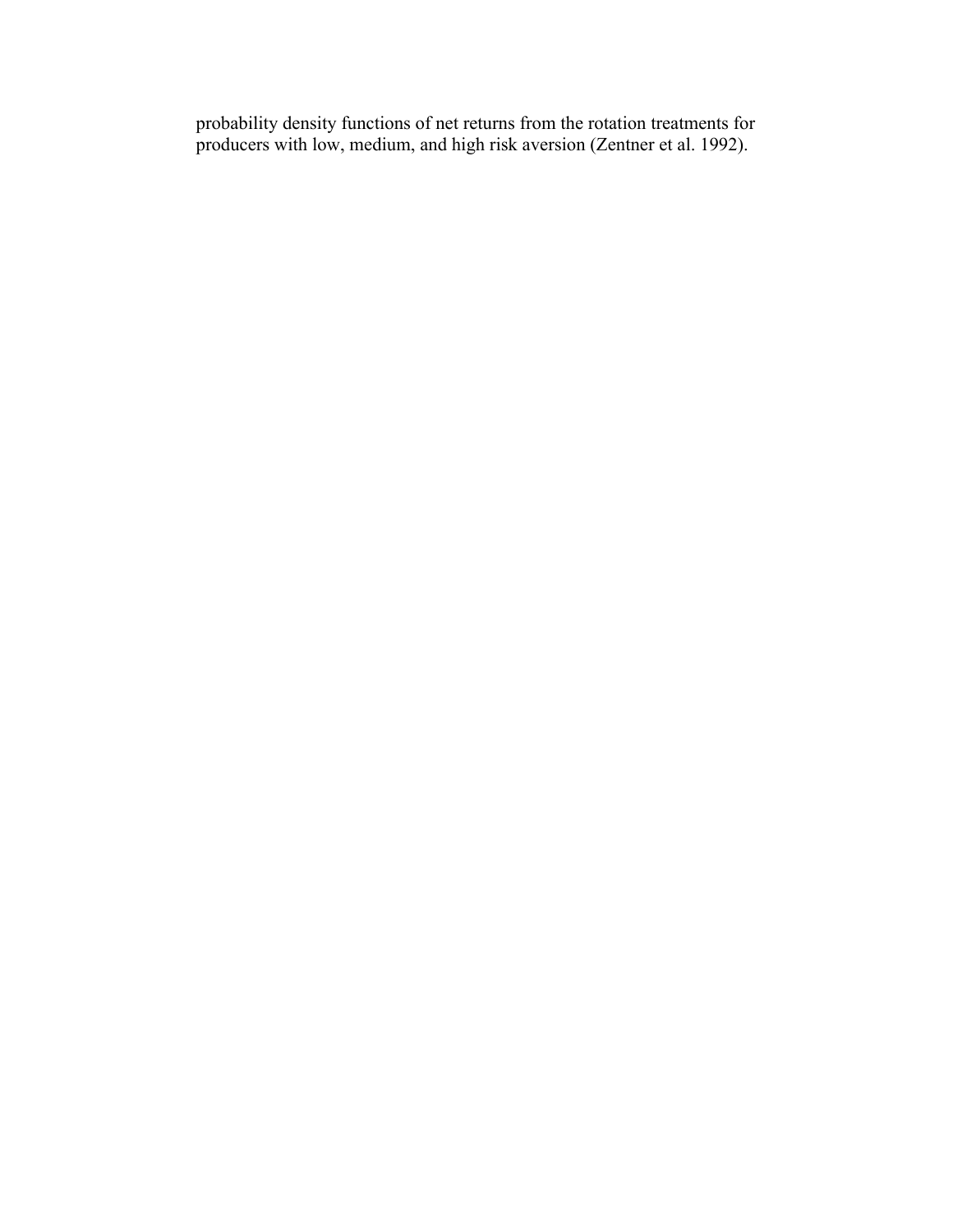probability density functions of net returns from the rotation treatments for producers with low, medium, and high risk aversion (Zentner et al. 1992).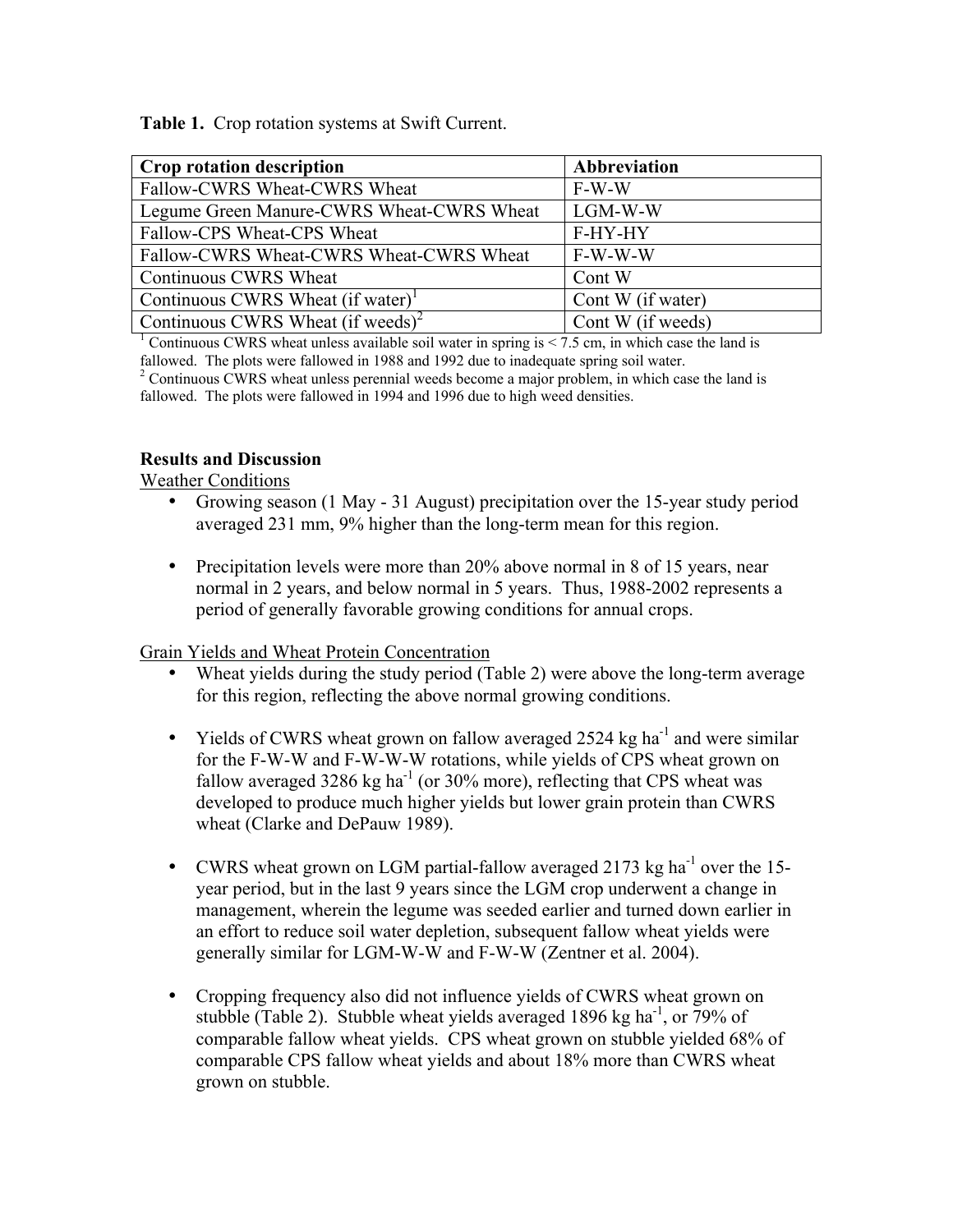**Table 1.** Crop rotation systems at Swift Current.

| Crop rotation description | Abbreviation |
|---|---|
| Fallow-CWRS Wheat-CWRS Wheat | F-W-W |
| Legume Green Manure-CWRS Wheat-CWRS Wheat | LGM-W-W |
| Fallow-CPS Wheat-CPS Wheat | F-HY-HY |
| Fallow-CWRS Wheat-CWRS Wheat-CWRS Wheat | F-W-W-W |
| Continuous CWRS Wheat | Cont W |
| Continuous CWRS Wheat (if water)[1] | Cont W (if water) |
| Continuous CWRS Wheat (if weeds)[2] | Cont W (if weeds) |

[1] Continuous CWRS wheat unless available soil water in spring is < 7.5 cm, in which case the land is fallowed. The plots were fallowed in 1988 and 1992 due to inadequate spring soil water.
[2] Continuous CWRS wheat unless perennial weeds become a major problem, in which case the land is fallowed. The plots were fallowed in 1994 and 1996 due to high weed densities.

## Results and Discussion

### Weather Conditions

- Growing season (1 May - 31 August) precipitation over the 15-year study period averaged 231 mm, 9% higher than the long-term mean for this region.

- Precipitation levels were more than 20% above normal in 8 of 15 years, near normal in 2 years, and below normal in 5 years. Thus, 1988-2002 represents a period of generally favorable growing conditions for annual crops.

### Grain Yields and Wheat Protein Concentration

- Wheat yields during the study period (Table 2) were above the long-term average for this region, reflecting the above normal growing conditions.

- Yields of CWRS wheat grown on fallow averaged 2524 kg ha$^{-1}$ and were similar for the F-W-W and F-W-W-W rotations, while yields of CPS wheat grown on fallow averaged 3286 kg ha$^{-1}$ (or 30% more), reflecting that CPS wheat was developed to produce much higher yields but lower grain protein than CWRS wheat (Clarke and DePauw 1989).

- CWRS wheat grown on LGM partial-fallow averaged 2173 kg ha$^{-1}$ over the 15-year period, but in the last 9 years since the LGM crop underwent a change in management, wherein the legume was seeded earlier and turned down earlier in an effort to reduce soil water depletion, subsequent fallow wheat yields were generally similar for LGM-W-W and F-W-W (Zentner et al. 2004).

- Cropping frequency also did not influence yields of CWRS wheat grown on stubble (Table 2). Stubble wheat yields averaged 1896 kg ha$^{-1}$, or 79% of comparable fallow wheat yields. CPS wheat grown on stubble yielded 68% of comparable CPS fallow wheat yields and about 18% more than CWRS wheat grown on stubble.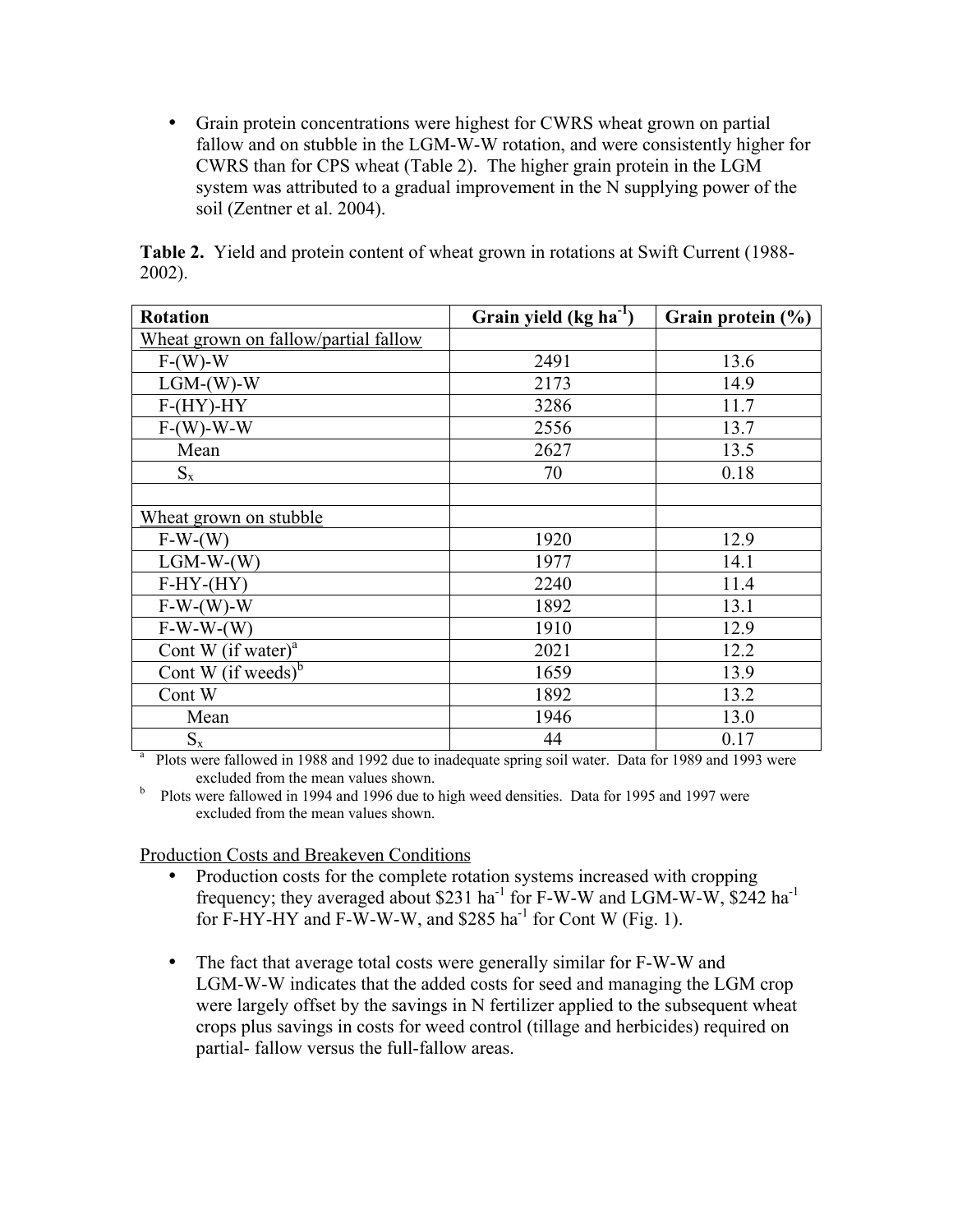- Grain protein concentrations were highest for CWRS wheat grown on partial fallow and on stubble in the LGM-W-W rotation, and were consistently higher for CWRS than for CPS wheat (Table 2). The higher grain protein in the LGM system was attributed to a gradual improvement in the N supplying power of the soil (Zentner et al. 2004).

**Table 2.** Yield and protein content of wheat grown in rotations at Swift Current (1988-2002).

| Rotation | Grain yield (kg ha$^{-1}$) | Grain protein (%) |
|---|---|---|
| Wheat grown on fallow/partial fallow | | |
| F-(W)-W | 2491 | 13.6 |
| LGM-(W)-W | 2173 | 14.9 |
| F-(HY)-HY | 3286 | 11.7 |
| F-(W)-W-W | 2556 | 13.7 |
| Mean | 2627 | 13.5 |
| $S_x$ | 70 | 0.18 |
| | | |
| Wheat grown on stubble | | |
| F-W-(W) | 1920 | 12.9 |
| LGM-W-(W) | 1977 | 14.1 |
| F-HY-(HY) | 2240 | 11.4 |
| F-W-(W)-W | 1892 | 13.1 |
| F-W-W-(W) | 1910 | 12.9 |
| Cont W (if water)[a] | 2021 | 12.2 |
| Cont W (if weeds)[b] | 1659 | 13.9 |
| Cont W | 1892 | 13.2 |
| Mean | 1946 | 13.0 |
| $S_x$ | 44 | 0.17 |

[a] Plots were fallowed in 1988 and 1992 due to inadequate spring soil water. Data for 1989 and 1993 were excluded from the mean values shown.

[b] Plots were fallowed in 1994 and 1996 due to high weed densities. Data for 1995 and 1997 were excluded from the mean values shown.

Production Costs and Breakeven Conditions

- Production costs for the complete rotation systems increased with cropping frequency; they averaged about \$231 ha$^{-1}$ for F-W-W and LGM-W-W, \$242 ha$^{-1}$ for F-HY-HY and F-W-W-W, and \$285 ha$^{-1}$ for Cont W (Fig. 1).

- The fact that average total costs were generally similar for F-W-W and LGM-W-W indicates that the added costs for seed and managing the LGM crop were largely offset by the savings in N fertilizer applied to the subsequent wheat crops plus savings in costs for weed control (tillage and herbicides) required on partial- fallow versus the full-fallow areas.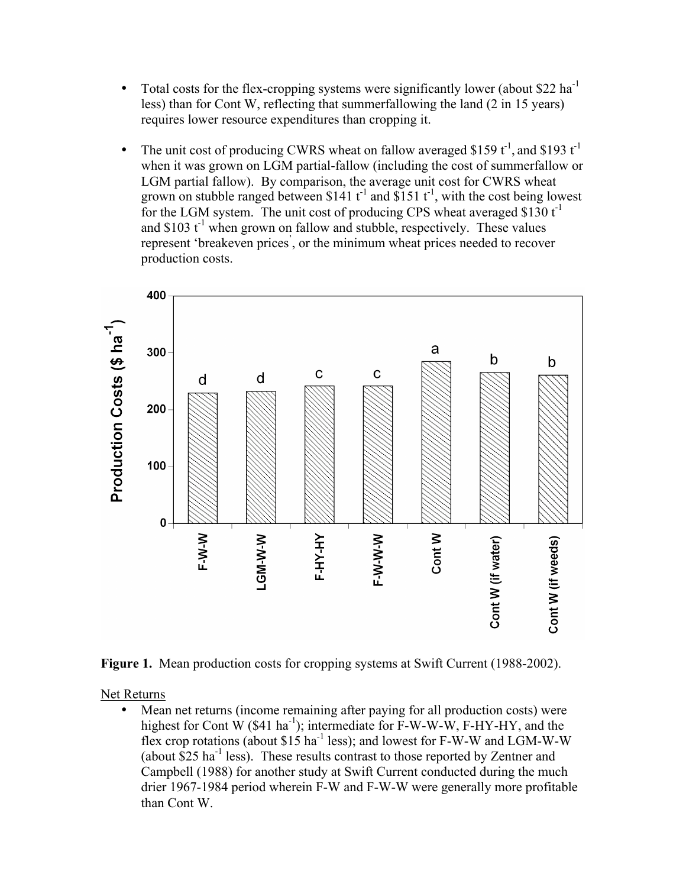- Total costs for the flex-cropping systems were significantly lower (about \$22 $ha^{-1}$ less) than for Cont W, reflecting that summerfallowing the land (2 in 15 years) requires lower resource expenditures than cropping it.

- The unit cost of producing CWRS wheat on fallow averaged \$159 $t^{-1}$, and \$193 $t^{-1}$ when it was grown on LGM partial-fallow (including the cost of summerfallow or LGM partial fallow). By comparison, the average unit cost for CWRS wheat grown on stubble ranged between \$141 $t^{-1}$ and \$151 $t^{-1}$, with the cost being lowest for the LGM system. The unit cost of producing CPS wheat averaged \$130 $t^{-1}$ and \$103 $t^{-1}$ when grown on fallow and stubble, respectively. These values represent 'breakeven prices', or the minimum wheat prices needed to recover production costs.

**Figure 1.** Mean production costs for cropping systems at Swift Current (1988-2002).

Net Returns

- Mean net returns (income remaining after paying for all production costs) were highest for Cont W (\$41 $ha^{-1}$); intermediate for F-W-W-W, F-HY-HY, and the flex crop rotations (about \$15 $ha^{-1}$ less); and lowest for F-W-W and LGM-W-W (about \$25 $ha^{-1}$ less). These results contrast to those reported by Zentner and Campbell (1988) for another study at Swift Current conducted during the much drier 1967-1984 period wherein F-W and F-W-W were generally more profitable than Cont W.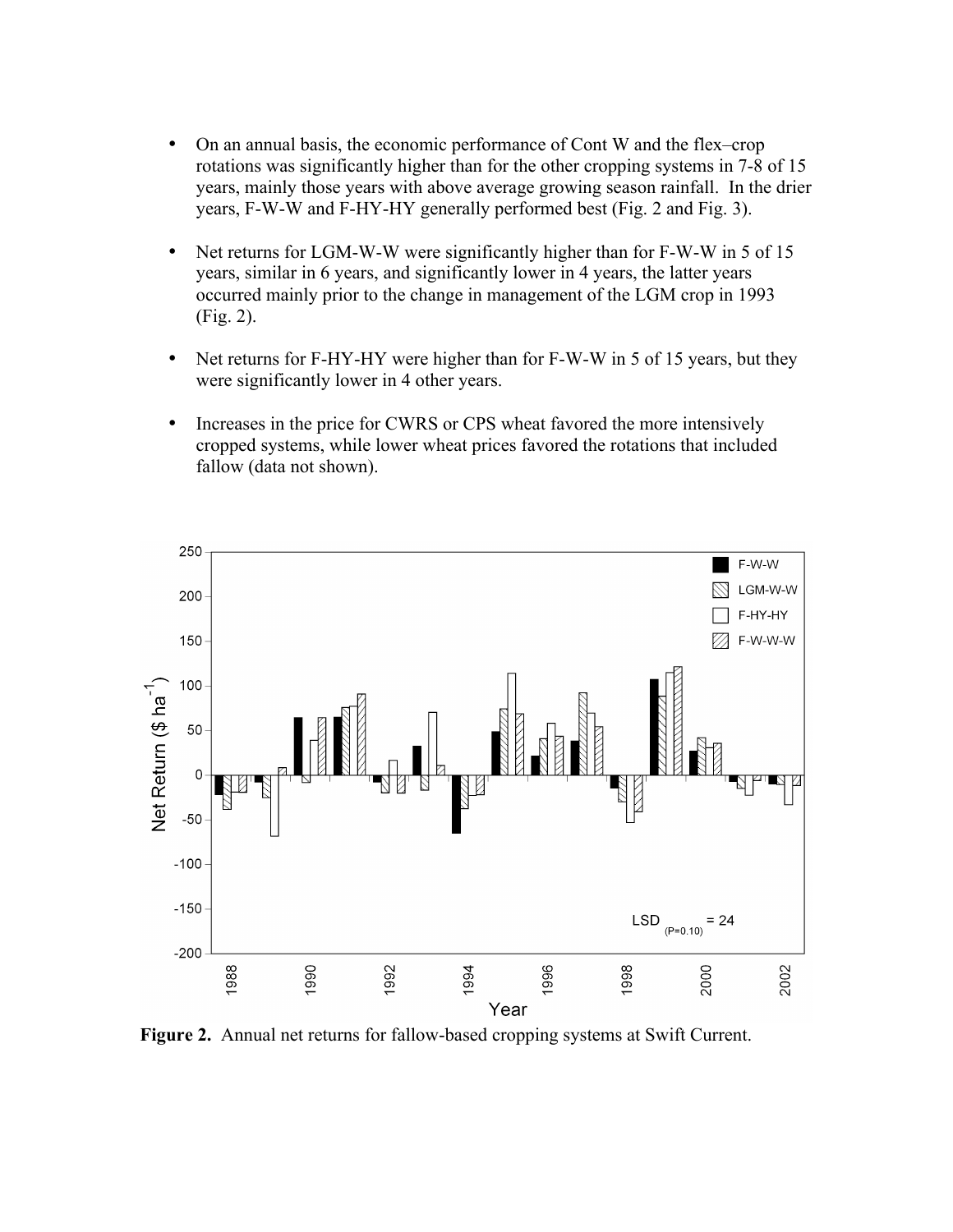- On an annual basis, the economic performance of Cont W and the flex–crop rotations was significantly higher than for the other cropping systems in 7-8 of 15 years, mainly those years with above average growing season rainfall. In the drier years, F-W-W and F-HY-HY generally performed best (Fig. 2 and Fig. 3).

- Net returns for LGM-W-W were significantly higher than for F-W-W in 5 of 15 years, similar in 6 years, and significantly lower in 4 years, the latter years occurred mainly prior to the change in management of the LGM crop in 1993 (Fig. 2).

- Net returns for F-HY-HY were higher than for F-W-W in 5 of 15 years, but they were significantly lower in 4 other years.

- Increases in the price for CWRS or CPS wheat favored the more intensively cropped systems, while lower wheat prices favored the rotations that included fallow (data not shown).

**Figure 2.** Annual net returns for fallow-based cropping systems at Swift Current.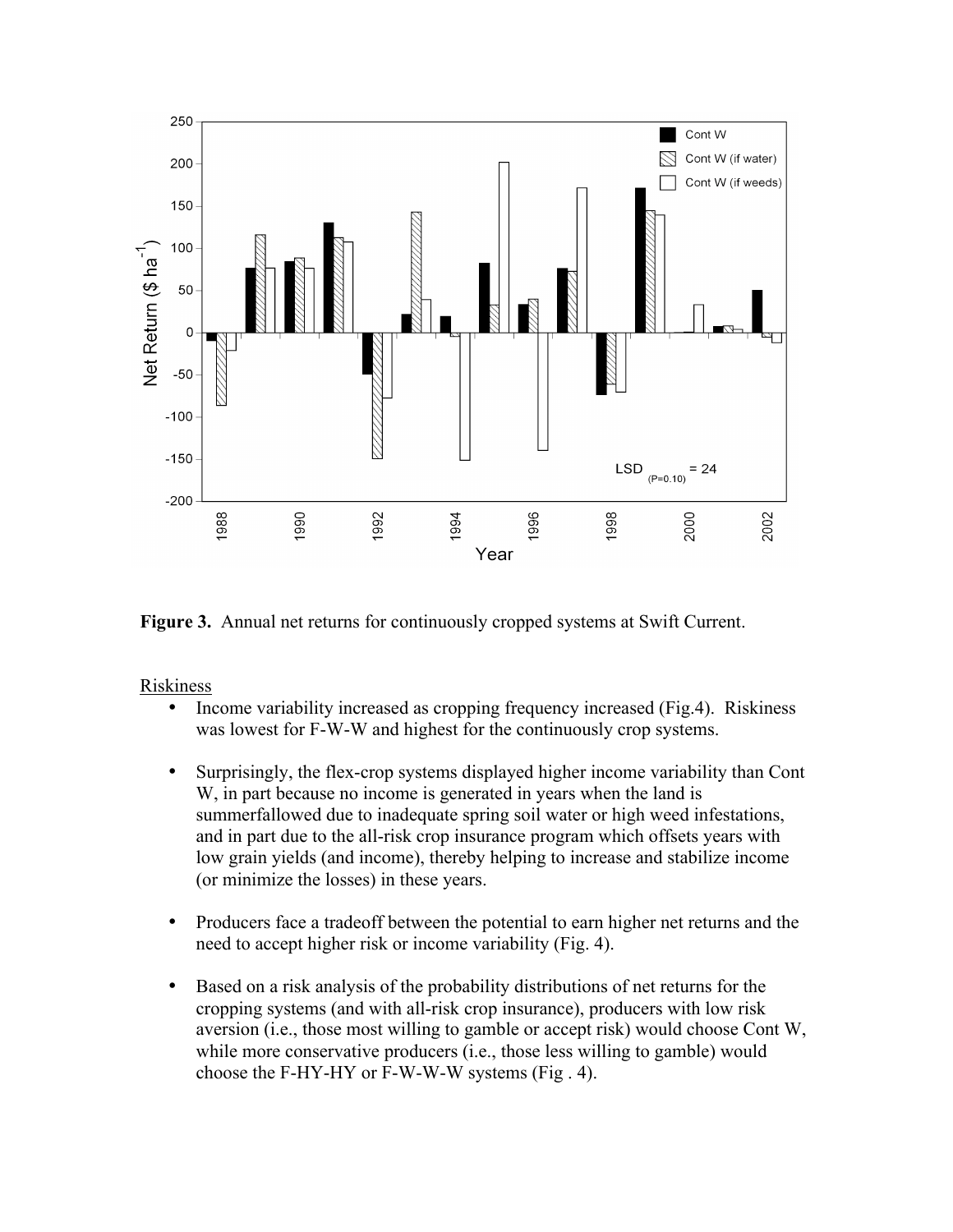**Figure 3.** Annual net returns for continuously cropped systems at Swift Current.

Riskiness

- Income variability increased as cropping frequency increased (Fig.4). Riskiness was lowest for F-W-W and highest for the continuously crop systems.

- Surprisingly, the flex-crop systems displayed higher income variability than Cont W, in part because no income is generated in years when the land is summerfallowed due to inadequate spring soil water or high weed infestations, and in part due to the all-risk crop insurance program which offsets years with low grain yields (and income), thereby helping to increase and stabilize income (or minimize the losses) in these years.

- Producers face a tradeoff between the potential to earn higher net returns and the need to accept higher risk or income variability (Fig. 4).

- Based on a risk analysis of the probability distributions of net returns for the cropping systems (and with all-risk crop insurance), producers with low risk aversion (i.e., those most willing to gamble or accept risk) would choose Cont W, while more conservative producers (i.e., those less willing to gamble) would choose the F-HY-HY or F-W-W-W systems (Fig . 4).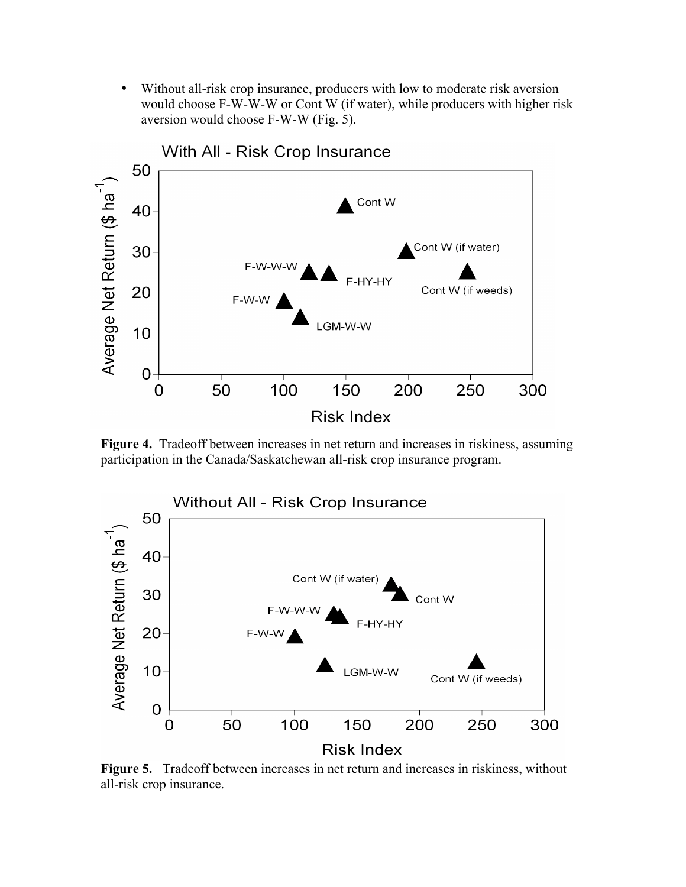- Without all-risk crop insurance, producers with low to moderate risk aversion would choose F-W-W-W or Cont W (if water), while producers with higher risk aversion would choose F-W-W (Fig. 5).

**Figure 4.** Tradeoff between increases in net return and increases in riskiness, assuming participation in the Canada/Saskatchewan all-risk crop insurance program.

**Figure 5.** Tradeoff between increases in net return and increases in riskiness, without all-risk crop insurance.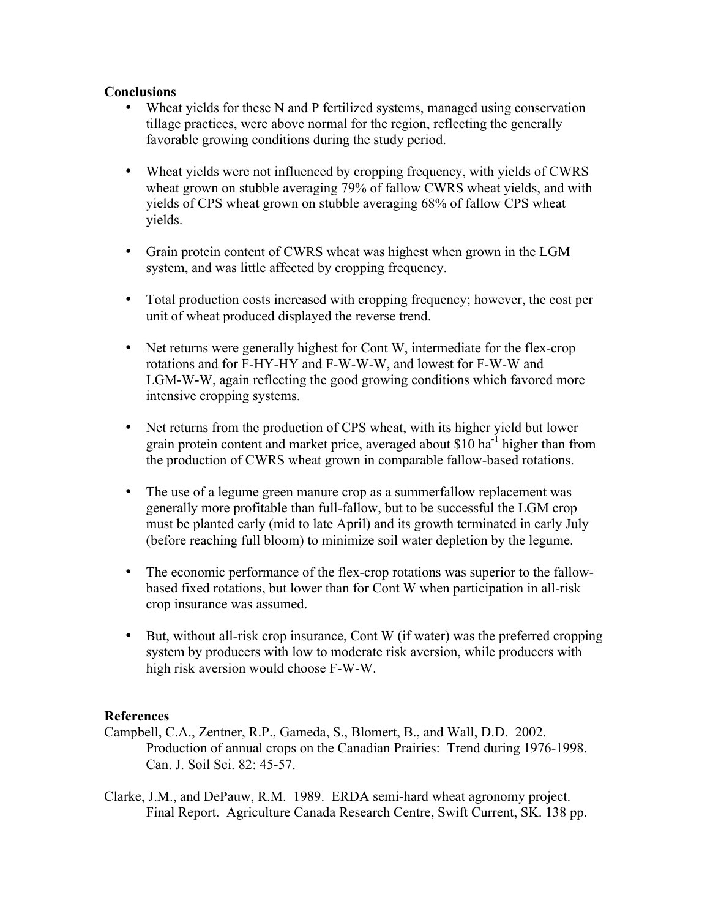**Conclusions**

- Wheat yields for these N and P fertilized systems, managed using conservation tillage practices, were above normal for the region, reflecting the generally favorable growing conditions during the study period.
- Wheat yields were not influenced by cropping frequency, with yields of CWRS wheat grown on stubble averaging 79% of fallow CWRS wheat yields, and with yields of CPS wheat grown on stubble averaging 68% of fallow CPS wheat yields.
- Grain protein content of CWRS wheat was highest when grown in the LGM system, and was little affected by cropping frequency.
- Total production costs increased with cropping frequency; however, the cost per unit of wheat produced displayed the reverse trend.
- Net returns were generally highest for Cont W, intermediate for the flex-crop rotations and for F-HY-HY and F-W-W-W, and lowest for F-W-W and LGM-W-W, again reflecting the good growing conditions which favored more intensive cropping systems.
- Net returns from the production of CPS wheat, with its higher yield but lower grain protein content and market price, averaged about \$10 $ha^{-1}$ higher than from the production of CWRS wheat grown in comparable fallow-based rotations.
- The use of a legume green manure crop as a summerfallow replacement was generally more profitable than full-fallow, but to be successful the LGM crop must be planted early (mid to late April) and its growth terminated in early July (before reaching full bloom) to minimize soil water depletion by the legume.
- The economic performance of the flex-crop rotations was superior to the fallow-based fixed rotations, but lower than for Cont W when participation in all-risk crop insurance was assumed.
- But, without all-risk crop insurance, Cont W (if water) was the preferred cropping system by producers with low to moderate risk aversion, while producers with high risk aversion would choose F-W-W.

**References**

Campbell, C.A., Zentner, R.P., Gameda, S., Blomert, B., and Wall, D.D. 2002. Production of annual crops on the Canadian Prairies: Trend during 1976-1998. Can. J. Soil Sci. 82: 45-57.

Clarke, J.M., and DePauw, R.M. 1989. ERDA semi-hard wheat agronomy project. Final Report. Agriculture Canada Research Centre, Swift Current, SK. 138 pp.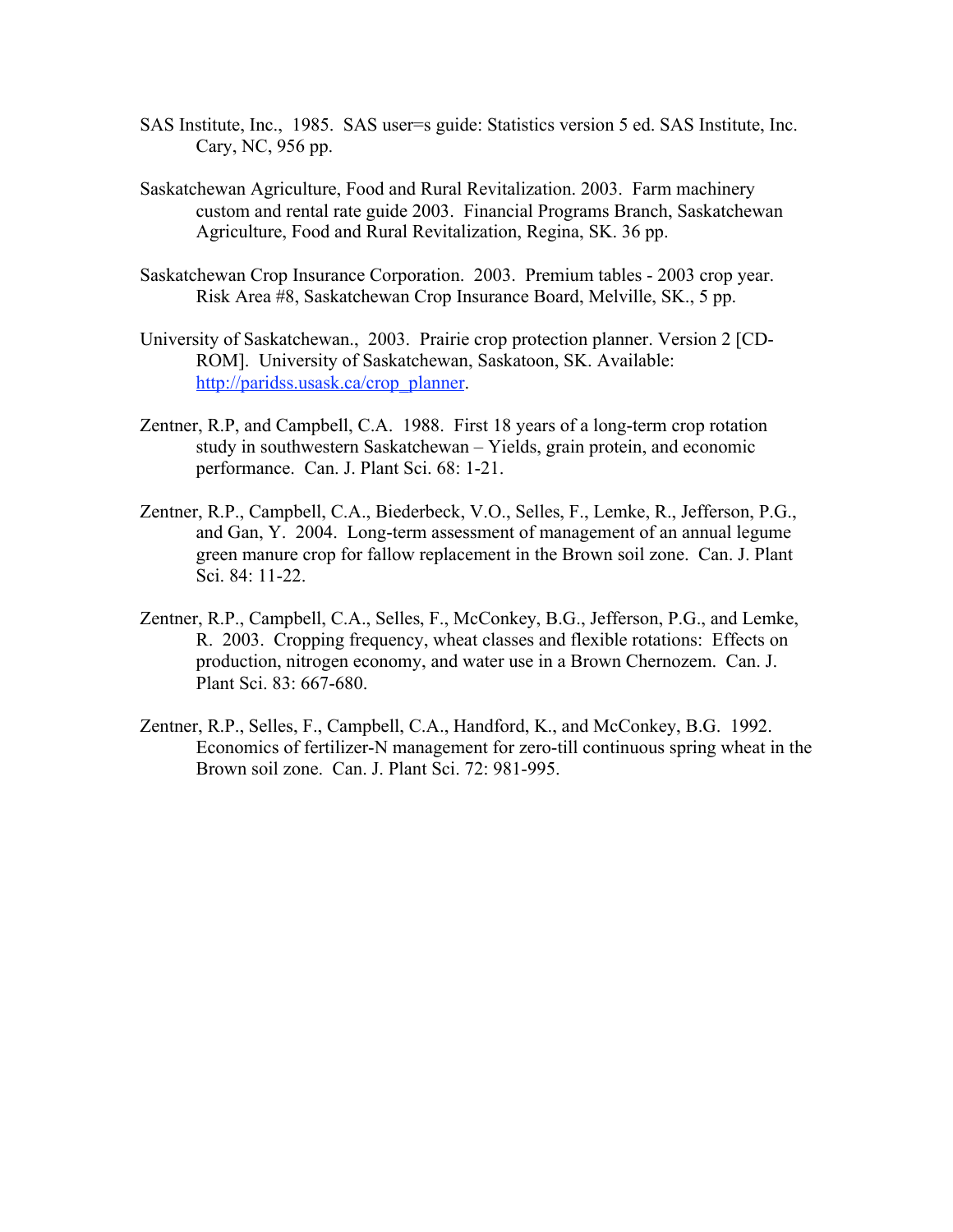SAS Institute, Inc., 1985. SAS user=s guide: Statistics version 5 ed. SAS Institute, Inc. Cary, NC, 956 pp.

Saskatchewan Agriculture, Food and Rural Revitalization. 2003. Farm machinery custom and rental rate guide 2003. Financial Programs Branch, Saskatchewan Agriculture, Food and Rural Revitalization, Regina, SK. 36 pp.

Saskatchewan Crop Insurance Corporation. 2003. Premium tables - 2003 crop year. Risk Area #8, Saskatchewan Crop Insurance Board, Melville, SK., 5 pp.

University of Saskatchewan., 2003. Prairie crop protection planner. Version 2 [CD-ROM]. University of Saskatchewan, Saskatoon, SK. Available: http://paridss.usask.ca/crop_planner.

Zentner, R.P, and Campbell, C.A. 1988. First 18 years of a long-term crop rotation study in southwestern Saskatchewan – Yields, grain protein, and economic performance. Can. J. Plant Sci. 68: 1-21.

Zentner, R.P., Campbell, C.A., Biederbeck, V.O., Selles, F., Lemke, R., Jefferson, P.G., and Gan, Y. 2004. Long-term assessment of management of an annual legume green manure crop for fallow replacement in the Brown soil zone. Can. J. Plant Sci. 84: 11-22.

Zentner, R.P., Campbell, C.A., Selles, F., McConkey, B.G., Jefferson, P.G., and Lemke, R. 2003. Cropping frequency, wheat classes and flexible rotations: Effects on production, nitrogen economy, and water use in a Brown Chernozem. Can. J. Plant Sci. 83: 667-680.

Zentner, R.P., Selles, F., Campbell, C.A., Handford, K., and McConkey, B.G. 1992. Economics of fertilizer-N management for zero-till continuous spring wheat in the Brown soil zone. Can. J. Plant Sci. 72: 981-995.